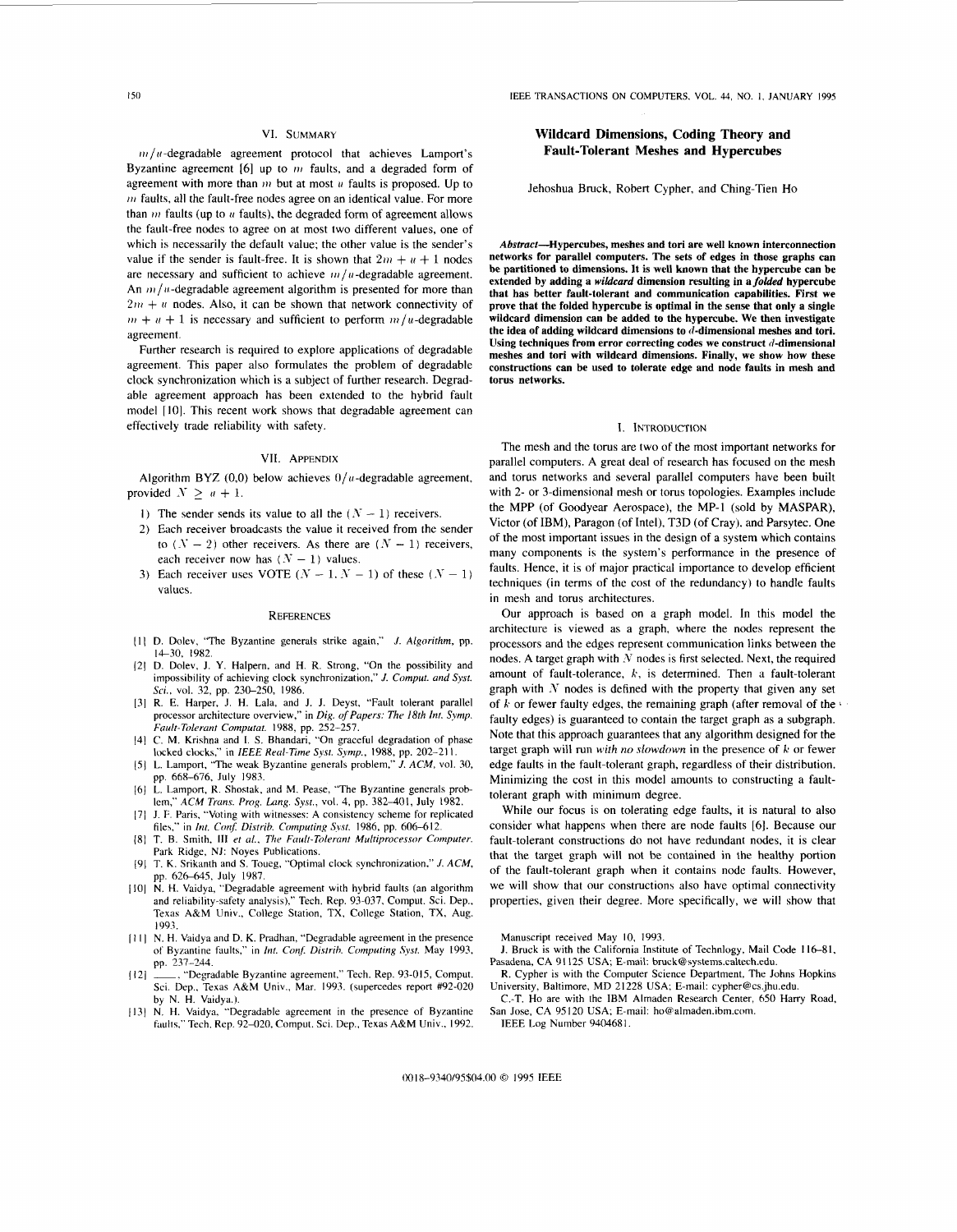## VI. Summary

$m/u$-degradable agreement protocol that achieves Lamport's Byzantine agreement [6] up to $m$ faults, and a degraded form of agreement with more than $m$ but at most $u$ faults is proposed. Up to $m$ faults, all the fault-free nodes agree on an identical value. For more than $m$ faults (up to $u$ faults), the degraded form of agreement allows the fault-free nodes to agree on at most two different values, one of which is necessarily the default value; the other value is the sender's value if the sender is fault-free. It is shown that $2m + u + 1$ nodes are necessary and sufficient to achieve $m/u$-degradable agreement. An $m/u$-degradable agreement algorithm is presented for more than $2m + u$ nodes. Also, it can be shown that network connectivity of $m + u + 1$ is necessary and sufficient to perform $m/u$-degradable agreement.

Further research is required to explore applications of degradable agreement. This paper also formulates the problem of degradable clock synchronization which is a subject of further research. Degradable agreement approach has been extended to the hybrid fault model [10]. This recent work shows that degradable agreement can effectively trade reliability with safety.

## VII. Appendix

Algorithm BYZ (0,0) below achieves $0/u$-degradable agreement, provided $N \geq u + 1$.

1) The sender sends its value to all the $(N - 1)$ receivers.
2) Each receiver broadcasts the value it received from the sender to $(N - 2)$ other receivers. As there are $(N - 1)$ receivers, each receiver now has $(N - 1)$ values.
3) Each receiver uses VOTE $(N - 1, N - 1)$ of these $(N - 1)$ values.

## References

[1] D. Dolev, "The Byzantine generals strike again," *J. Algorithm*, pp. 14–30, 1982.

[2] D. Dolev, J. Y. Halpern, and H. R. Strong, "On the possibility and impossibility of achieving clock synchronization," *J. Comput. and Syst. Sci.*, vol. 32, pp. 230–250, 1986.

[3] R. E. Harper, J. H. Lala, and J. J. Deyst, "Fault tolerant parallel processor architecture overview," in *Dig. of Papers: The 18th Int. Symp. Fault-Tolerant Computat.* 1988, pp. 252–257.

[4] C. M. Krishna and I. S. Bhandari, "On graceful degradation of phase locked clocks," in *IEEE Real-Time Syst. Symp.*, 1988, pp. 202–211.

[5] L. Lamport, "The weak Byzantine generals problem," *J. ACM*, vol. 30, pp. 668–676, July 1983.

[6] L. Lamport, R. Shostak, and M. Pease, "The Byzantine generals problem," *ACM Trans. Prog. Lang. Syst.*, vol. 4, pp. 382–401, July 1982.

[7] J. F. Paris, "Voting with witnesses: A consistency scheme for replicated files," in *Int. Conf. Distrib. Computing Syst.* 1986, pp. 606–612.

[8] T. B. Smith, III *et al.*, *The Fault-Tolerant Multiprocessor Computer*. Park Ridge, NJ: Noyes Publications.

[9] T. K. Srikanth and S. Toueg, "Optimal clock synchronization," *J. ACM*, pp. 626–645, July 1987.

[10] N. H. Vaidya, "Degradable agreement with hybrid faults (an algorithm and reliability-safety analysis)," Tech. Rep. 93-037, Comput. Sci. Dep., Texas A&M Univ., College Station, TX, College Station, TX, Aug. 1993.

[11] N. H. Vaidya and D. K. Pradhan, "Degradable agreement in the presence of Byzantine faults," in *Int. Conf. Distrib. Computing Syst.* May 1993, pp. 237–244.

[12] ——, "Degradable Byzantine agreement," Tech. Rep. 93-015, Comput. Sci. Dep., Texas A&M Univ., Mar. 1993. (supercedes report #92-020 by N. H. Vaidya.).

[13] N. H. Vaidya, "Degradable agreement in the presence of Byzantine faults," Tech. Rep. 92-020, Comput. Sci. Dep., Texas A&M Univ., 1992.

# Wildcard Dimensions, Coding Theory and Fault-Tolerant Meshes and Hypercubes

Jehoshua Bruck, Robert Cypher, and Ching-Tien Ho

***Abstract*—Hypercubes, meshes and tori are well known interconnection networks for parallel computers. The sets of edges in those graphs can be partitioned to dimensions. It is well known that the hypercube can be extended by adding a *wildcard* dimension resulting in a *folded* hypercube that has better fault-tolerant and communication capabilities. First we prove that the folded hypercube is optimal in the sense that only a single wildcard dimension can be added to the hypercube. We then investigate the idea of adding wildcard dimensions to $d$-dimensional meshes and tori. Using techniques from error correcting codes we construct $d$-dimensional meshes and tori with wildcard dimensions. Finally, we show how these constructions can be used to tolerate edge and node faults in mesh and torus networks.**

## I. Introduction

The mesh and the torus are two of the most important networks for parallel computers. A great deal of research has focused on the mesh and torus networks and several parallel computers have been built with 2- or 3-dimensional mesh or torus topologies. Examples include the MPP (of Goodyear Aerospace), the MP-1 (sold by MASPAR), Victor (of IBM), Paragon (of Intel), T3D (of Cray), and Parsytec. One of the most important issues in the design of a system which contains many components is the system's performance in the presence of faults. Hence, it is of major practical importance to develop efficient techniques (in terms of the cost of the redundancy) to handle faults in mesh and torus architectures.

Our approach is based on a graph model. In this model the architecture is viewed as a graph, where the nodes represent the processors and the edges represent communication links between the nodes. A target graph with $N$ nodes is first selected. Next, the required amount of fault-tolerance, $k$, is determined. Then a fault-tolerant graph with $N$ nodes is defined with the property that given any set of $k$ or fewer faulty edges, the remaining graph (after removal of the faulty edges) is guaranteed to contain the target graph as a subgraph. Note that this approach guarantees that any algorithm designed for the target graph will run *with no slowdown* in the presence of $k$ or fewer edge faults in the fault-tolerant graph, regardless of their distribution. Minimizing the cost in this model amounts to constructing a fault-tolerant graph with minimum degree.

While our focus is on tolerating edge faults, it is natural to also consider what happens when there are node faults [6]. Because our fault-tolerant constructions do not have redundant nodes, it is clear that the target graph will not be contained in the healthy portion of the fault-tolerant graph when it contains node faults. However, we will show that our constructions also have optimal connectivity properties, given their degree. More specifically, we will show that

Manuscript received May 10, 1993.

J. Bruck is with the California Institute of Technlogy, Mail Code 116–81, Pasadena, CA 91125 USA; E-mail: bruck@systems.caltech.edu.

R. Cypher is with the Computer Science Department, The Johns Hopkins University, Baltimore, MD 21228 USA; E-mail: cypher@cs.jhu.edu.

C.-T. Ho are with the IBM Almaden Research Center, 650 Harry Road, San Jose, CA 95120 USA; E-mail: ho@almaden.ibm.com.

IEEE Log Number 9404681.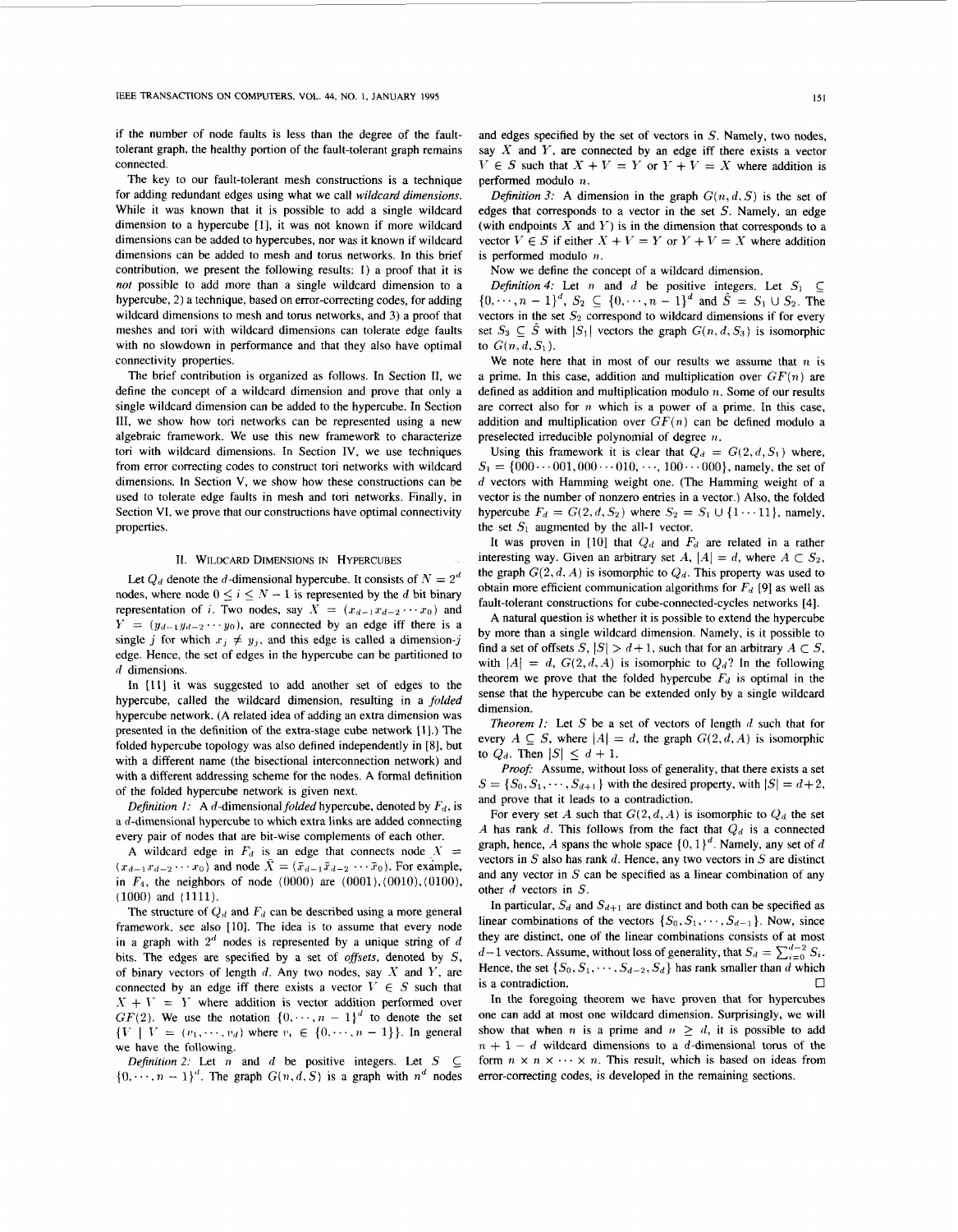if the number of node faults is less than the degree of the fault-tolerant graph, the healthy portion of the fault-tolerant graph remains connected.

The key to our fault-tolerant mesh constructions is a technique for adding redundant edges using what we call *wildcard dimensions*. While it was known that it is possible to add a single wildcard dimension to a hypercube [1], it was not known if more wildcard dimensions can be added to hypercubes, nor was it known if wildcard dimensions can be added to mesh and torus networks. In this brief contribution, we present the following results: 1) a proof that it is *not* possible to add more than a single wildcard dimension to a hypercube, 2) a technique, based on error-correcting codes, for adding wildcard dimensions to mesh and torus networks, and 3) a proof that meshes and tori with wildcard dimensions can tolerate edge faults with no slowdown in performance and that they also have optimal connectivity properties.

The brief contribution is organized as follows. In Section II, we define the concept of a wildcard dimension and prove that only a single wildcard dimension can be added to the hypercube. In Section III, we show how tori networks can be represented using a new algebraic framework. We use this new framework to characterize tori with wildcard dimensions. In Section IV, we use techniques from error correcting codes to construct tori networks with wildcard dimensions. In Section V, we show how these constructions can be used to tolerate edge faults in mesh and tori networks. Finally, in Section VI, we prove that our constructions have optimal connectivity properties.

## II. Wildcard Dimensions in Hypercubes

Let $Q_d$ denote the $d$-dimensional hypercube. It consists of $N = 2^d$ nodes, where node $0 \leq i \leq N-1$ is represented by the $d$ bit binary representation of $i$. Two nodes, say $X = (x_{d-1}x_{d-2}\cdots x_0)$ and $Y = (y_{d-1}y_{d-2}\cdots y_0)$, are connected by an edge iff there is a single $j$ for which $x_j \neq y_j$, and this edge is called a dimension-$j$ edge. Hence, the set of edges in the hypercube can be partitioned to $d$ dimensions.

In [11] it was suggested to add another set of edges to the hypercube, called the wildcard dimension, resulting in a *folded* hypercube network. (A related idea of adding an extra dimension was presented in the definition of the extra-stage cube network [1].) The folded hypercube topology was also defined independently in [8], but with a different name (the bisectional interconnection network) and with a different addressing scheme for the nodes. A formal definition of the folded hypercube network is given next.

*Definition 1:* A $d$-dimensional *folded* hypercube, denoted by $F_d$, is a $d$-dimensional hypercube to which extra links are added connecting every pair of nodes that are bit-wise complements of each other.

A wildcard edge in $F_d$ is an edge that connects node $X = (x_{d-1}x_{d-2}\cdots x_0)$ and node $\bar{X} = (\bar{x}_{d-1}\bar{x}_{d-2}\cdots\bar{x}_0)$. For example, in $F_4$, the neighbors of node $(0000)$ are $(0001), (0010), (0100), (1000)$ and $(1111)$.

The structure of $Q_d$ and $F_d$ can be described using a more general framework, see also [10]. The idea is to assume that every node in a graph with $2^d$ nodes is represented by a unique string of $d$ bits. The edges are specified by a set of *offsets*, denoted by $S$, of binary vectors of length $d$. Any two nodes, say $X$ and $Y$, are connected by an edge iff there exists a vector $V \in S$ such that $X + V = Y$ where addition is vector addition performed over $GF(2)$. We use the notation $\{0,\cdots,n-1\}^d$ to denote the set $\{V \mid V = (v_1,\cdots,v_d)$ where $v_i \in \{0,\cdots,n-1\}\}$. In general we have the following.

*Definition 2:* Let $n$ and $d$ be positive integers. Let $S \subseteq \{0,\cdots,n-1\}^d$. The graph $G(n,d,S)$ is a graph with $n^d$ nodes and edges specified by the set of vectors in $S$. Namely, two nodes, say $X$ and $Y$, are connected by an edge iff there exists a vector $V \in S$ such that $X + V = Y$ or $Y + V = X$ where addition is performed modulo $n$.

*Definition 3:* A dimension in the graph $G(n,d,S)$ is the set of edges that corresponds to a vector in the set $S$. Namely, an edge (with endpoints $X$ and $Y$) is in the dimension that corresponds to a vector $V \in S$ if either $X + V = Y$ or $Y + V = X$ where addition is performed modulo $n$.

Now we define the concept of a wildcard dimension.

*Definition 4:* Let $n$ and $d$ be positive integers. Let $S_1 \subseteq \{0,\cdots,n-1\}^d$, $S_2 \subseteq \{0,\cdots,n-1\}^d$ and $\hat{S} = S_1 \cup S_2$. The vectors in the set $S_2$ correspond to wildcard dimensions if for every set $S_3 \subseteq \hat{S}$ with $|S_1|$ vectors the graph $G(n,d,S_3)$ is isomorphic to $G(n,d,S_1)$.

We note here that in most of our results we assume that $n$ is a prime. In this case, addition and multiplication over $GF(n)$ are defined as addition and multiplication modulo $n$. Some of our results are correct also for $n$ which is a power of a prime. In this case, addition and multiplication over $GF(n)$ can be defined modulo a preselected irreducible polynomial of degree $n$.

Using this framework it is clear that $Q_d = G(2,d,S_1)$ where, $S_1 = \{000\cdots001, 000\cdots010, \cdots, 100\cdots000\}$, namely, the set of $d$ vectors with Hamming weight one. (The Hamming weight of a vector is the number of nonzero entries in a vector.) Also, the folded hypercube $F_d = G(2,d,S_2)$ where $S_2 = S_1 \cup \{1\cdots11\}$, namely, the set $S_1$ augmented by the all-1 vector.

It was proven in [10] that $Q_d$ and $F_d$ are related in a rather interesting way. Given an arbitrary set $A$, $|A| = d$, where $A \subset S_2$, the graph $G(2,d,A)$ is isomorphic to $Q_d$. This property was used to obtain more efficient communication algorithms for $F_d$ [9] as well as fault-tolerant constructions for cube-connected-cycles networks [4].

A natural question is whether it is possible to extend the hypercube by more than a single wildcard dimension. Namely, is it possible to find a set of offsets $S$, $|S| > d+1$, such that for an arbitrary $A \subset S$, with $|A| = d$, $G(2,d,A)$ is isomorphic to $Q_d$? In the following theorem we prove that the folded hypercube $F_d$ is optimal in the sense that the hypercube can be extended only by a single wildcard dimension.

*Theorem 1:* Let $S$ be a set of vectors of length $d$ such that for every $A \subseteq S$, where $|A| = d$, the graph $G(2,d,A)$ is isomorphic to $Q_d$. Then $|S| \leq d+1$.

*Proof:* Assume, without loss of generality, that there exists a set $S = \{S_0, S_1, \cdots, S_{d+1}\}$ with the desired property, with $|S| = d+2$, and prove that it leads to a contradiction.

For every set $A$ such that $G(2,d,A)$ is isomorphic to $Q_d$ the set $A$ has rank $d$. This follows from the fact that $Q_d$ is a connected graph, hence, $A$ spans the whole space $\{0,1\}^d$. Namely, any set of $d$ vectors in $S$ also has rank $d$. Hence, any two vectors in $S$ are distinct and any vector in $S$ can be specified as a linear combination of any other $d$ vectors in $S$.

In particular, $S_d$ and $S_{d+1}$ are distinct and both can be specified as linear combinations of the vectors $\{S_0, S_1, \cdots, S_{d-1}\}$. Now, since they are distinct, one of the linear combinations consists of at most $d-1$ vectors. Assume, without loss of generality, that $S_d = \sum_{i=0}^{d-2} S_i$. Hence, the set $\{S_0, S_1, \cdots, S_{d-2}, S_d\}$ has rank smaller than $d$ which is a contradiction. $\square$

In the foregoing theorem we have proven that for hypercubes one can add at most one wildcard dimension. Surprisingly, we will show that when $n$ is a prime and $n \geq d$, it is possible to add $n+1-d$ wildcard dimensions to a $d$-dimensional torus of the form $n \times n \times \cdots \times n$. This result, which is based on ideas from error-correcting codes, is developed in the remaining sections.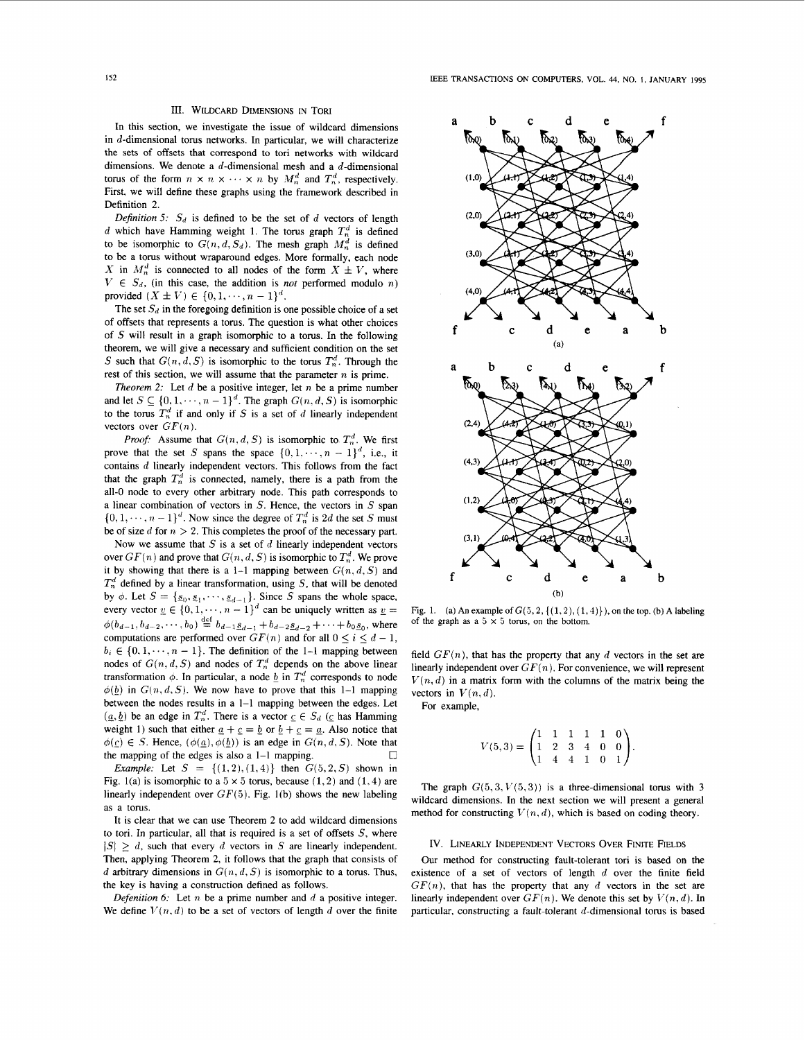## III. Wildcard Dimensions in Tori

In this section, we investigate the issue of wildcard dimensions in $d$-dimensional torus networks. In particular, we will characterize the sets of offsets that correspond to tori networks with wildcard dimensions. We denote a $d$-dimensional mesh and a $d$-dimensional torus of the form $n \times n \times \cdots \times n$ by $M_n^d$ and $T_n^d$, respectively. First, we will define these graphs using the framework described in Definition 2.

*Definition 5:* $S_d$ is defined to be the set of $d$ vectors of length $d$ which have Hamming weight 1. The torus graph $T_n^d$ is defined to be isomorphic to $G(n, d, S_d)$. The mesh graph $M_n^d$ is defined to be a torus without wraparound edges. More formally, each node $X$ in $M_n^d$ is connected to all nodes of the form $X \pm V$, where $V \in S_d$, (in this case, the addition is *not* performed modulo $n$) provided $(X \pm V) \in \{0, 1, \cdots, n-1\}^d$.

The set $S_d$ in the foregoing definition is one possible choice of a set of offsets that represents a torus. The question is what other choices of $S$ will result in a graph isomorphic to a torus. In the following theorem, we will give a necessary and sufficient condition on the set $S$ such that $G(n, d, S)$ is isomorphic to the torus $T_n^d$. Through the rest of this section, we will assume that the parameter $n$ is prime.

*Theorem 2:* Let $d$ be a positive integer, let $n$ be a prime number and let $S \subseteq \{0, 1, \cdots, n-1\}^d$. The graph $G(n, d, S)$ is isomorphic to the torus $T_n^d$ if and only if $S$ is a set of $d$ linearly independent vectors over $GF(n)$.

*Proof:* Assume that $G(n, d, S)$ is isomorphic to $T_n^d$. We first prove that the set $S$ spans the space $\{0, 1, \cdots, n-1\}^d$, i.e., it contains $d$ linearly independent vectors. This follows from the fact that the graph $T_n^d$ is connected, namely, there is a path from the all-0 node to every other arbitrary node. This path corresponds to a linear combination of vectors in $S$. Hence, the vectors in $S$ span $\{0, 1, \cdots, n-1\}^d$. Now since the degree of $T_n^d$ is $2d$ the set $S$ must be of size $d$ for $n > 2$. This completes the proof of the necessary part.

Now we assume that $S$ is a set of $d$ linearly independent vectors over $GF(n)$ and prove that $G(n, d, S)$ is isomorphic to $T_n^d$. We prove it by showing that there is a 1–1 mapping between $G(n, d, S)$ and $T_n^d$ defined by a linear transformation, using $S$, that will be denoted by $\phi$. Let $S = \{\underline{s}_0, \underline{s}_1, \cdots, \underline{s}_{d-1}\}$. Since $S$ spans the whole space, every vector $\underline{v} \in \{0, 1, \cdots, n-1\}^d$ can be uniquely written as $\underline{v} = \phi(b_{d-1}, b_{d-2}, \cdots, b_0) \stackrel{\text{def}}{=} b_{d-1}\underline{s}_{d-1} + b_{d-2}\underline{s}_{d-2} + \cdots + b_0\underline{s}_0$, where computations are performed over $GF(n)$ and for all $0 \le i \le d-1$, $b_i \in \{0, 1, \cdots, n-1\}$. The definition of the 1–1 mapping between nodes of $G(n, d, S)$ and nodes of $T_n^d$ depends on the above linear transformation $\phi$. In particular, a node $\underline{b}$ in $T_n^d$ corresponds to node $\phi(\underline{b})$ in $G(n, d, S)$. We now have to prove that this 1–1 mapping between the nodes results in a 1–1 mapping between the edges. Let $(\underline{a}, \underline{b})$ be an edge in $T_n^d$. There is a vector $\underline{c} \in S_d$ ($\underline{c}$ has Hamming weight 1) such that either $\underline{a} + \underline{c} = \underline{b}$ or $\underline{b} + \underline{c} = \underline{a}$. Also notice that $\phi(\underline{c}) \in S$. Hence, $(\phi(\underline{a}), \phi(\underline{b}))$ is an edge in $G(n, d, S)$. Note that the mapping of the edges is also a 1–1 mapping. □

*Example:* Let $S = \{(1, 2), (1, 4)\}$ then $G(5, 2, S)$ shown in Fig. 1(a) is isomorphic to a $5 \times 5$ torus, because $(1, 2)$ and $(1, 4)$ are linearly independent over $GF(5)$. Fig. 1(b) shows the new labeling as a torus.

It is clear that we can use Theorem 2 to add wildcard dimensions to tori. In particular, all that is required is a set of offsets $S$, where $|S| \ge d$, such that every $d$ vectors in $S$ are linearly independent. Then, applying Theorem 2, it follows that the graph that consists of $d$ arbitrary dimensions in $G(n, d, S)$ is isomorphic to a torus. Thus, the key is having a construction defined as follows.

*Defenition 6:* Let $n$ be a prime number and $d$ a positive integer. We define $V(n, d)$ to be a set of vectors of length $d$ over the finite field $GF(n)$, that has the property that any $d$ vectors in the set are linearly independent over $GF(n)$. For convenience, we will represent $V(n, d)$ in a matrix form with the columns of the matrix being the vectors in $V(n, d)$.

For example,

$$V(5,3) = \begin{pmatrix} 1 & 1 & 1 & 1 & 1 & 0 \\ 1 & 2 & 3 & 4 & 0 & 0 \\ 1 & 4 & 4 & 1 & 0 & 1 \end{pmatrix}.$$

The graph $G(5, 3, V(5, 3))$ is a three-dimensional torus with 3 wildcard dimensions. In the next section we will present a general method for constructing $V(n, d)$, which is based on coding theory.

Fig. 1. (a) An example of $G(5, 2, \{(1, 2), (1, 4)\})$, on the top. (b) A labeling of the graph as a $5 \times 5$ torus, on the bottom.

## IV. Linearly Independent Vectors Over Finite Fields

Our method for constructing fault-tolerant tori is based on the existence of a set of vectors of length $d$ over the finite field $GF(n)$, that has the property that any $d$ vectors in the set are linearly independent over $GF(n)$. We denote this set by $V(n, d)$. In particular, constructing a fault-tolerant $d$-dimensional torus is based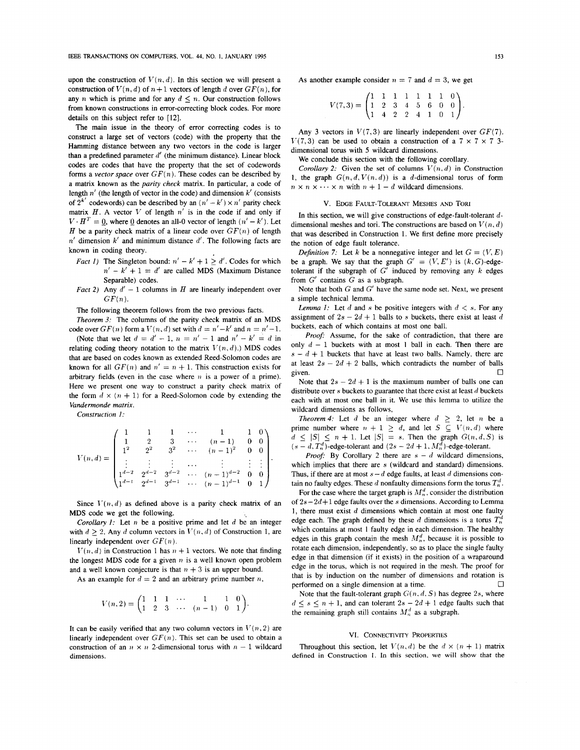upon the construction of $V(n, d)$. In this section we will present a construction of $V(n, d)$ of $n+1$ vectors of length $d$ over $GF(n)$, for any $n$ which is prime and for any $d \leq n$. Our construction follows from known constructions in error-correcting block codes. For more details on this subject refer to [12].

The main issue in the theory of error correcting codes is to construct a large set of vectors (code) with the property that the Hamming distance between any two vectors in the code is larger than a predefined parameter $d'$ (the minimum distance). Linear block codes are codes that have the property that the set of codewords forms a *vector space* over $GF(n)$. These codes can be described by a matrix known as the *parity check* matrix. In particular, a code of length $n'$ (the length of vector in the code) and dimension $k'$ (consists of $2^{k'}$ codewords) can be described by an $(n' - k') \times n'$ parity check matrix $H$. A vector $V$ of length $n'$ is in the code if and only if $V \cdot H^T = \underline{0}$, where $\underline{0}$ denotes an all-0 vector of length $(n' - k')$. Let $H$ be a parity check matrix of a linear code over $GF(n)$ of length $n'$ dimension $k'$ and minimum distance $d'$. The following facts are known in coding theory.

*Fact 1)* The Singleton bound: $n' - k' + 1 \geq d'$. Codes for which $n' - k' + 1 = d'$ are called MDS (Maximum Distance Separable) codes.

*Fact 2)* Any $d' - 1$ columns in $H$ are linearly independent over $GF(n)$.

The following theorem follows from the two previous facts.

*Theorem 3:* The columns of the parity check matrix of an MDS code over $GF(n)$ form a $V(n, d)$ set with $d = n' - k'$ and $n = n' - 1$.

(Note that we let $d = d' - 1$, $n = n' - 1$ and $n' - k' = d$ in relating coding theory notation to the matrix $V(n, d)$.) MDS codes that are based on codes known as extended Reed-Solomon codes are known for all $GF(n)$ and $n' = n + 1$. This construction exists for arbitrary fields (even in the case where $n$ is a power of a prime). Here we present one way to construct a parity check matrix of the form $d \times (n + 1)$ for a Reed-Solomon code by extending the *Vandermonde matrix*.

*Construction 1:*

$$V(n, d) = \begin{pmatrix} 1 & 1 & 1 & \cdots & 1 & 1 & 0 \\ 1 & 2 & 3 & \cdots & (n-1) & 0 & 0 \\ 1^2 & 2^2 & 3^2 & \cdots & (n-1)^2 & 0 & 0 \\ \vdots & \vdots & \vdots & \cdots & \vdots & \vdots & \vdots \\ 1^{d-2} & 2^{d-2} & 3^{d-2} & \cdots & (n-1)^{d-2} & 0 & 0 \\ 1^{d-1} & 2^{d-1} & 3^{d-1} & \cdots & (n-1)^{d-1} & 0 & 1 \end{pmatrix}.$$

Since $V(n, d)$ as defined above is a parity check matrix of an MDS code we get the following.

*Corollary 1:* Let $n$ be a positive prime and let $d$ be an integer with $d \geq 2$. Any $d$ column vectors in $V(n, d)$ of Construction 1, are linearly independent over $GF(n)$.

$V(n, d)$ in Construction 1 has $n + 1$ vectors. We note that finding the longest MDS code for a given $n$ is a well known open problem and a well known conjecture is that $n + 3$ is an upper bound.

As an example for $d = 2$ and an arbitrary prime number $n$,

$$V(n, 2) = \begin{pmatrix} 1 & 1 & 1 & \cdots & 1 & 1 & 0 \\ 1 & 2 & 3 & \cdots & (n-1) & 0 & 1 \end{pmatrix}.$$

It can be easily verified that any two column vectors in $V(n, 2)$ are linearly independent over $GF(n)$. This set can be used to obtain a construction of an $n \times n$ 2-dimensional torus with $n - 1$ wildcard dimensions.

As another example consider $n = 7$ and $d = 3$, we get

$$V(7, 3) = \begin{pmatrix} 1 & 1 & 1 & 1 & 1 & 1 & 0 \\ 1 & 2 & 3 & 4 & 5 & 6 & 0 & 0 \\ 1 & 4 & 2 & 2 & 4 & 1 & 0 & 1 \end{pmatrix}.$$

Any 3 vectors in $V(7, 3)$ are linearly independent over $GF(7)$. $V(7, 3)$ can be used to obtain a construction of a $7 \times 7 \times 7$ 3-dimensional torus with 5 wildcard dimensions.

We conclude this section with the following corollary.

*Corollary 2:* Given the set of columns $V(n, d)$ in Construction 1, the graph $G(n, d, V(n, d))$ is a $d$-dimensional torus of form $n \times n \times \cdots \times n$ with $n + 1 - d$ wildcard dimensions.

## V. Edge Fault-Tolerant Meshes and Tori

In this section, we will give constructions of edge-fault-tolerant $d$-dimensional meshes and tori. The constructions are based on $V(n, d)$ that was described in Construction 1. We first define more precisely the notion of edge fault tolerance.

*Definition 7:* Let $k$ be a nonnegative integer and let $G = (V, E)$ be a graph. We say that the graph $G' = (V, E')$ is $(k, G)$-edge-tolerant if the subgraph of $G'$ induced by removing any $k$ edges from $G'$ contains $G$ as a subgraph.

Note that both $G$ and $G'$ have the same node set. Next, we present a simple technical lemma.

*Lemma 1:* Let $d$ and $s$ be positive integers with $d < s$. For any assignment of $2s - 2d + 1$ balls to $s$ buckets, there exist at least $d$ buckets, each of which contains at most one ball.

*Proof:* Assume, for the sake of contradiction, that there are only $d - 1$ buckets with at most 1 ball in each. Then there are $s - d + 1$ buckets that have at least two balls. Namely, there are at least $2s - 2d + 2$ balls, which contradicts the number of balls given. $\square$

Note that $2s - 2d + 1$ is the maximum number of balls one can distribute over $s$ buckets to guarantee that there exist at least $d$ buckets each with at most one ball in it. We use this lemma to utilize the wildcard dimensions as follows.

*Theorem 4:* Let $d$ be an integer where $d \geq 2$, let $n$ be a prime number where $n + 1 \geq d$, and let $S \subseteq V(n, d)$ where $d \leq |S| \leq n + 1$. Let $|S| = s$. Then the graph $G(n, d, S)$ is $(s - d, T_n^d)$-edge-tolerant and $(2s - 2d + 1, M_n^d)$-edge-tolerant.

*Proof:* By Corollary 2 there are $s - d$ wildcard dimensions, which implies that there are $s$ (wildcard and standard) dimensions. Thus, if there are at most $s - d$ edge faults, at least $d$ dimensions contain no faulty edges. These $d$ nonfaulty dimensions form the torus $T_n^d$.

For the case where the target graph is $M_n^d$, consider the distribution of $2s - 2d + 1$ edge faults over the $s$ dimensions. According to Lemma 1, there must exist $d$ dimensions which contain at most one faulty edge each. The graph defined by these $d$ dimensions is a torus $T_n^d$ which contains at most 1 faulty edge in each dimension. The healthy edges in this graph contain the mesh $M_n^d$, because it is possible to rotate each dimension, independently, so as to place the single faulty edge in that dimension (if it exists) in the position of a wraparound edge in the torus, which is not required in the mesh. The proof for that is by induction on the number of dimensions and rotation is performed on a single dimension at a time. $\square$

Note that the fault-tolerant graph $G(n, d, S)$ has degree $2s$, where $d \leq s \leq n + 1$, and can tolerant $2s - 2d + 1$ edge faults such that the remaining graph still contains $M_n^d$ as a subgraph.

## VI. Connectivity Properties

Throughout this section, let $V(n, d)$ be the $d \times (n + 1)$ matrix defined in Construction 1. In this section, we will show that the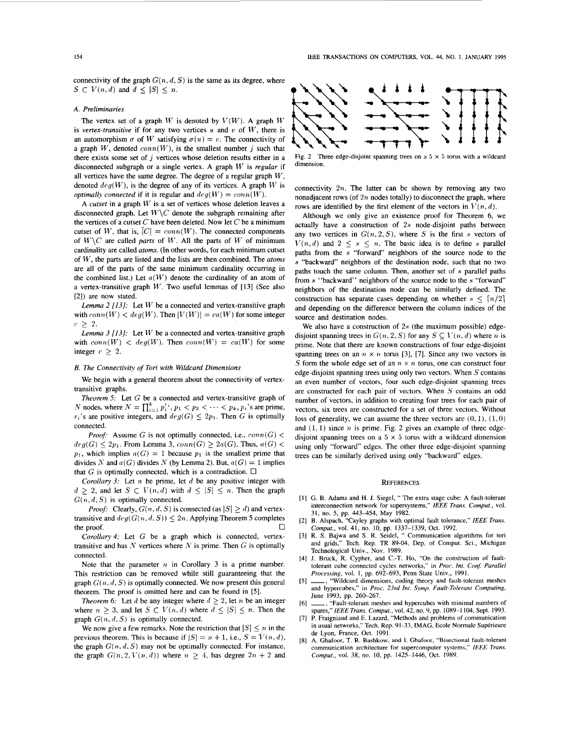connectivity of the graph $G(n, d, S)$ is the same as its degree, where $S \subset V(n, d)$ and $d \leq |S| \leq n$.

### A. Preliminaries

The vertex set of a graph $W$ is denoted by $V(W)$. A graph $W$ is *vertex-transitive* if for any two vertices $u$ and $v$ of $W$, there is an automorphism $\sigma$ of $W$ satisfying $\sigma(u) = v$. The connectivity of a graph $W$, denoted $conn(W)$, is the smallest number $j$ such that there exists some set of $j$ vertices whose deletion results either in a disconnected subgraph or a single vertex. A graph $W$ is *regular* if all vertices have the same degree. The degree of a regular graph $W$, denoted $deg(W)$, is the degree of any of its vertices. A graph $W$ is *optimally connected* if it is regular and $deg(W) = conn(W)$.

A *cutset* in a graph $W$ is a set of vertices whose deletion leaves a disconnected graph. Let $W \backslash C$ denote the subgraph remaining after the vertices of a cutset $C$ have been deleted. Now let $C$ be a minimum cutset of $W$, that is, $|C| = conn(W)$. The connected components of $W \backslash C$ are called *parts* of $W$. All the parts of $W$ of minimum cardinality are called *atoms*. (In other words, for each minimum cutset of $W$, the parts are listed and the lists are then combined. The *atoms* are all of the parts of the same minimum cardinality occurring in the combined list.) Let $a(W)$ denote the cardinality of an atom of a vertex-transitive graph $W$. Two useful lemmas of [13] (See also [2]) are now stated.

*Lemma 2 [13]:* Let $W$ be a connected and vertex-transitive graph with $conn(W) < deg(W)$. Then $|V(W)| = ca(W)$ for some integer $c \geq 2$.

*Lemma 3 [13]:* Let $W$ be a connected and vertex-transitive graph with $conn(W) < deg(W)$. Then $conn(W) = ca(W)$ for some integer $c \geq 2$.

### B. The Connectivity of Tori with Wildcard Dimensions

We begin with a general theorem about the connectivity of vertex-transitive graphs.

*Theorem 5:* Let $G$ be a connected and vertex-transitive graph of $N$ nodes, where $N = \prod_{i=1}^{k} p_i^{r_i}$, $p_1 < p_2 < \cdots < p_k$, $p_i$'s are prime, $r_i$'s are positive integers, and $deg(G) \leq 2p_1$. Then $G$ is optimally connected.

*Proof:* Assume $G$ is not optimally connected, i.e., $conn(G) < deg(G) \leq 2p_1$. From Lemma 3, $conn(G) \geq 2a(G)$. Thus, $a(G) < p_1$, which implies $a(G) = 1$ because $p_1$ is the smallest prime that divides $N$ and $a(G)$ divides $N$ (by Lemma 2). But, $a(G) = 1$ implies that $G$ is optimally connected, which is a contradiction. □

*Corollary 3:* Let $n$ be prime, let $d$ be any positive integer with $d \geq 2$, and let $S \subset V(n, d)$ with $d \leq |S| \leq n$. Then the graph $G(n, d, S)$ is optimally connected.

*Proof:* Clearly, $G(n, d, S)$ is connected (as $|S| \geq d$) and vertex-transitive and $deg(G(n, d, S)) \leq 2n$. Applying Theorem 5 completes the proof. □

*Corollary 4:* Let $G$ be a graph which is connected, vertex-transitive and has $N$ vertices where $N$ is prime. Then $G$ is optimally connected.

Note that the parameter $n$ in Corollary 3 is a prime number. This restriction can be removed while still guaranteeing that the graph $G(n, d, S)$ is optimally connected. We now present this general theorem. The proof is omitted here and can be found in [5].

*Theorem 6:* Let $d$ be any integer where $d \geq 2$, let $n$ be an integer where $n \geq 3$, and let $S \subset V(n, d)$ where $d \leq |S| \leq n$. Then the graph $G(n, d, S)$ is optimally connected.

We now give a few remarks. Note the restriction that $|S| \leq n$ in the previous theorem. This is because if $|S| = n + 1$, i.e., $S = V(n, d)$, the graph $G(n, d, S)$ may not be optimally connected. For instance, the graph $G(n, 2, V(n, d))$ where $n \geq 4$, has degree $2n + 2$ and connectivity $2n$. The latter can be shown by removing any two nonadjacent rows (of $2n$ nodes totally) to disconnect the graph, where rows are identified by the first element of the vectors in $V(n, d)$.

Although we only give an existence proof for Theorem 6, we actually have a construction of $2s$ node-disjoint paths between any two vertices in $G(n, 2, S)$, where $S$ is the first $s$ vectors of $V(n, d)$ and $2 \leq s \leq n$. The basic idea is to define $s$ parallel paths from the $s$ "forward" neighbors of the source node to the $s$ "backward" neighbors of the destination node, such that no two paths touch the same column. Then, another set of $s$ parallel paths from $s$ "backward" neighbors of the source node to the $s$ "forward" neighbors of the destination node can be similarly defined. The construction has separate cases depending on whether $s \leq \lceil n/2 \rceil$ and depending on the difference between the column indices of the source and destination nodes.

We also have a construction of $2s$ (the maximum possible) edge-disjoint spanning trees in $G(n, 2, S)$ for any $S \subseteq V(n, d)$ where $n$ is prime. Note that there are known constructions of four edge-disjoint spanning trees on an $n \times n$ torus [3], [7]. Since any two vectors in $S$ form the whole edge set of an $n \times n$ torus, one can construct four edge-disjoint spanning trees using only two vectors. When $S$ contains an even number of vectors, four such edge-disjoint spanning trees are constructed for each pair of vectors. When $S$ contains an odd number of vectors, in addition to creating four trees for each pair of vectors, six trees are constructed for a set of three vectors. Without loss of generality, we can assume the three vectors are $(0, 1)$, $(1, 0)$ and $(1, 1)$ since $n$ is prime. Fig. 2 gives an example of three edge-disjoint spanning trees on a $5 \times 5$ torus with a wildcard dimension using only "forward" edges. The other three edge-disjoint spanning trees can be similarly derived using only "backward" edges.

Fig. 2 Three edge-disjoint spanning trees on a $5 \times 5$ torus with a wildcard dimension.

## REFERENCES

[1] G. B. Adams and H. J. Siegel, " The extra stage cube: A fault-tolerant interconnection network for supersystems," *IEEE Trans. Comput.*, vol. 31, no. 5, pp. 443–454, May 1982.

[2] B. Alspach, "Cayley graphs with optimal fault tolerance," *IEEE Trans. Comput.*, vol. 41, no. 10, pp. 1337–1339, Oct. 1992.

[3] R. S. Bajwa and R. S. Seidel, " Communication algorithms for tori and grids," Tech. Rep. TR 89-04, Dep. of Comput. Sci., Michigan Technological Univ., Nov. 1989.

[4] J. Bruck, R. Cypher, and C.-T. Ho, "On the construction of fault-tolerant cube connected cycles networks," in *Proc. Int. Conf. Parallel Processing*, vol. 1, pp. 692–693, Penn State Univ., 1991.

[5] ——, "Wildcard dimensions, coding theory and fault-tolerant meshes and hypercubes," in *Proc. 23rd Int. Symp. Fault-Tolerant Computing*, June 1993, pp. 260–267.

[6] ——, "Fault-tolerant meshes and hypercubes with minimal numbers of spares," *IEEE Trans. Comput.*, vol. 42, no. 9, pp. 1089–1104, Sept. 1993.

[7] P. Fraigniaud and E. Lazard, "Methods and problems of communication in usual networks," Tech. Rep. 91-33, IMAG, Ecole Normale Supérieure de Lyon, France, Oct. 1991.

[8] A. Ghafoor, T. R. Bashkow, and I. Ghafoor, "Bisectional fault-tolerant communication architecture for supercomputer systems," *IEEE Trans. Comput.*, vol. 38, no. 10, pp. 1425–1446, Oct. 1989.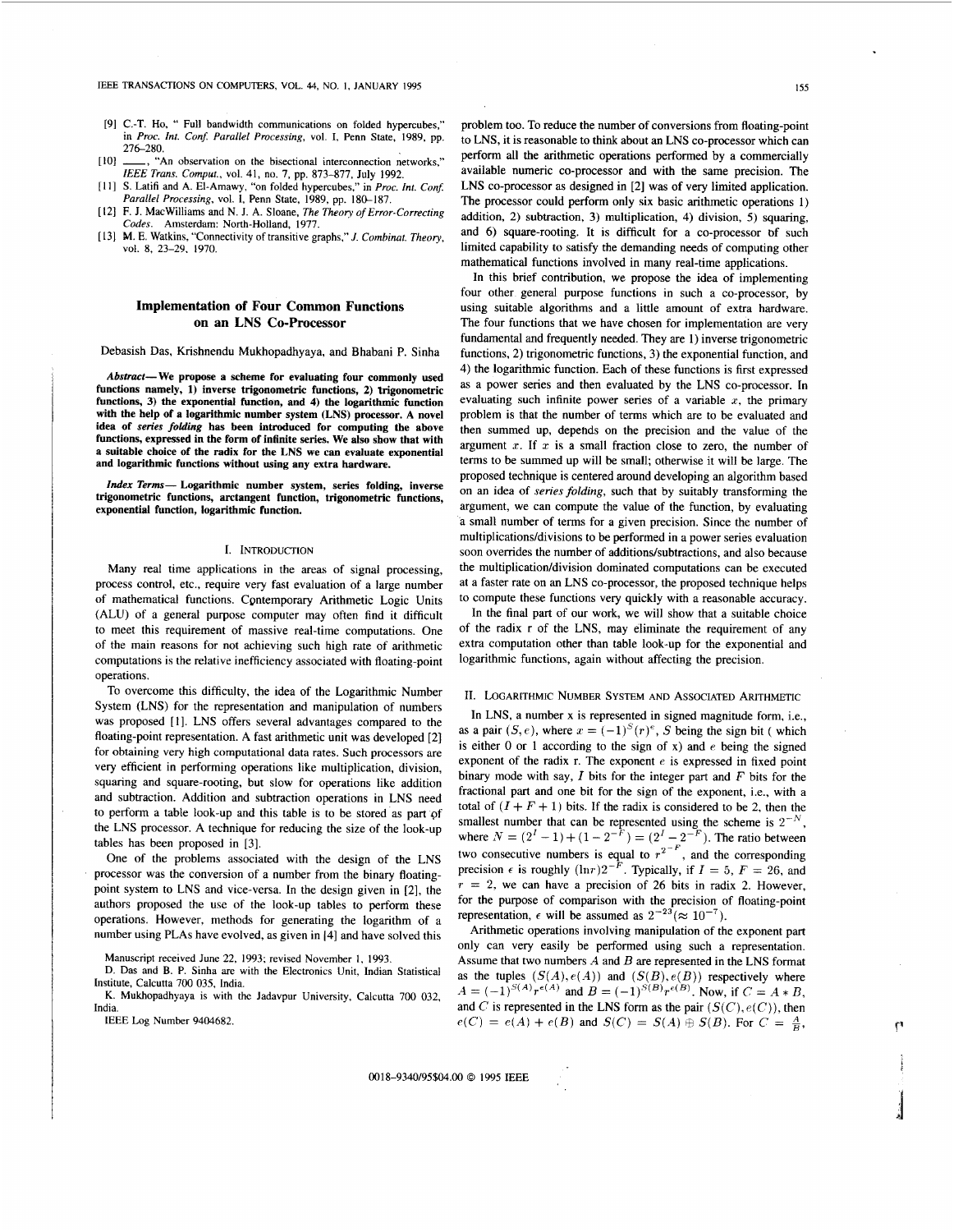[9] C.-T. Ho, " Full bandwidth communications on folded hypercubes," in *Proc. Int. Conf. Parallel Processing*, vol. I, Penn State, 1989, pp. 276–280.

[10] ——, "An observation on the bisectional interconnection networks," *IEEE Trans. Comput.*, vol. 41, no. 7, pp. 873–877, July 1992.

[11] S. Latifi and A. El-Amawy, "on folded hypercubes," in *Proc. Int. Conf. Parallel Processing*, vol. I, Penn State, 1989, pp. 180–187.

[12] F. J. MacWilliams and N. J. A. Sloane, *The Theory of Error-Correcting Codes*. Amsterdam: North-Holland, 1977.

[13] M. E. Watkins, "Connectivity of transitive graphs," *J. Combinat. Theory*, vol. 8, 23–29, 1970.

# Implementation of Four Common Functions on an LNS Co-Processor

Debasish Das, Krishnendu Mukhopadhyaya, and Bhabani P. Sinha

***Abstract*— We propose a scheme for evaluating four commonly used functions namely, 1) inverse trigonometric functions, 2) trigonometric functions, 3) the exponential function, and 4) the logarithmic function with the help of a logarithmic number system (LNS) processor. A novel idea of *series folding* has been introduced for computing the above functions, expressed in the form of infinite series. We also show that with a suitable choice of the radix for the LNS we can evaluate exponential and logarithmic functions without using any extra hardware.**

***Index Terms*— Logarithmic number system, series folding, inverse trigonometric functions, arctangent function, trigonometric functions, exponential function, logarithmic function.**

## I. Introduction

Many real time applications in the areas of signal processing, process control, etc., require very fast evaluation of a large number of mathematical functions. Contemporary Arithmetic Logic Units (ALU) of a general purpose computer may often find it difficult to meet this requirement of massive real-time computations. One of the main reasons for not achieving such high rate of arithmetic computations is the relative inefficiency associated with floating-point operations.

To overcome this difficulty, the idea of the Logarithmic Number System (LNS) for the representation and manipulation of numbers was proposed [1]. LNS offers several advantages compared to the floating-point representation. A fast arithmetic unit was developed [2] for obtaining very high computational data rates. Such processors are very efficient in performing operations like multiplication, division, squaring and square-rooting, but slow for operations like addition and subtraction. Addition and subtraction operations in LNS need to perform a table look-up and this table is to be stored as part of the LNS processor. A technique for reducing the size of the look-up tables has been proposed in [3].

One of the problems associated with the design of the LNS processor was the conversion of a number from the binary floating-point system to LNS and vice-versa. In the design given in [2], the authors proposed the use of the look-up tables to perform these operations. However, methods for generating the logarithm of a number using PLAs have evolved, as given in [4] and have solved this problem too. To reduce the number of conversions from floating-point to LNS, it is reasonable to think about an LNS co-processor which can perform all the arithmetic operations performed by a commercially available numeric co-processor and with the same precision. The LNS co-processor as designed in [2] was of very limited application. The processor could perform only six basic arithmetic operations 1) addition, 2) subtraction, 3) multiplication, 4) division, 5) squaring, and 6) square-rooting. It is difficult for a co-processor of such limited capability to satisfy the demanding needs of computing other mathematical functions involved in many real-time applications.

Manuscript received June 22, 1993; revised November 1, 1993.

D. Das and B. P. Sinha are with the Electronics Unit, Indian Statistical Institute, Calcutta 700 035, India.

K. Mukhopadhyaya is with the Jadavpur University, Calcutta 700 032, India.

IEEE Log Number 9404682.

In this brief contribution, we propose the idea of implementing four other general purpose functions in such a co-processor, by using suitable algorithms and a little amount of extra hardware. The four functions that we have chosen for implementation are very fundamental and frequently needed. They are 1) inverse trigonometric functions, 2) trigonometric functions, 3) the exponential function, and 4) the logarithmic function. Each of these functions is first expressed as a power series and then evaluated by the LNS co-processor. In evaluating such infinite power series of a variable $x$, the primary problem is that the number of terms which are to be evaluated and then summed up, depends on the precision and the value of the argument $x$. If $x$ is a small fraction close to zero, the number of terms to be summed up will be small; otherwise it will be large. The proposed technique is centered around developing an algorithm based on an idea of *series folding*, such that by suitably transforming the argument, we can compute the value of the function, by evaluating a small number of terms for a given precision. Since the number of multiplications/divisions to be performed in a power series evaluation soon overrides the number of additions/subtractions, and also because the multiplication/division dominated computations can be executed at a faster rate on an LNS co-processor, the proposed technique helps to compute these functions very quickly with a reasonable accuracy.

In the final part of our work, we will show that a suitable choice of the radix r of the LNS, may eliminate the requirement of any extra computation other than table look-up for the exponential and logarithmic functions, again without affecting the precision.

## II. Logarithmic Number System and Associated Arithmetic

In LNS, a number x is represented in signed magnitude form, i.e., as a pair $(S, e)$, where $x = (-1)^S (r)^e$, $S$ being the sign bit ( which is either 0 or 1 according to the sign of x) and $e$ being the signed exponent of the radix r. The exponent $e$ is expressed in fixed point binary mode with say, $I$ bits for the integer part and $F$ bits for the fractional part and one bit for the sign of the exponent, i.e., with a total of $(I + F + 1)$ bits. If the radix is considered to be 2, then the smallest number that can be represented using the scheme is $2^{-N}$, where $N = (2^I - 1) + (1 - 2^{-F}) = (2^I - 2^{-F})$. The ratio between two consecutive numbers is equal to $r^{2^{-F}}$, and the corresponding precision $\epsilon$ is roughly $(\ln r)2^{-F}$. Typically, if $I = 5$, $F = 26$, and $r = 2$, we can have a precision of 26 bits in radix 2. However, for the purpose of comparison with the precision of floating-point representation, $\epsilon$ will be assumed as $2^{-23} (\approx 10^{-7})$.

Arithmetic operations involving manipulation of the exponent part only can very easily be performed using such a representation. Assume that two numbers $A$ and $B$ are represented in the LNS format as the tuples $(S(A), e(A))$ and $(S(B), e(B))$ respectively where $A = (-1)^{S(A)} r^{e(A)}$ and $B = (-1)^{S(B)} r^{e(B)}$. Now, if $C = A * B$, and $C$ is represented in the LNS form as the pair $(S(C), e(C))$, then $e(C) = e(A) + e(B)$ and $S(C) = S(A) \oplus S(B)$. For $C = \frac{A}{B}$,